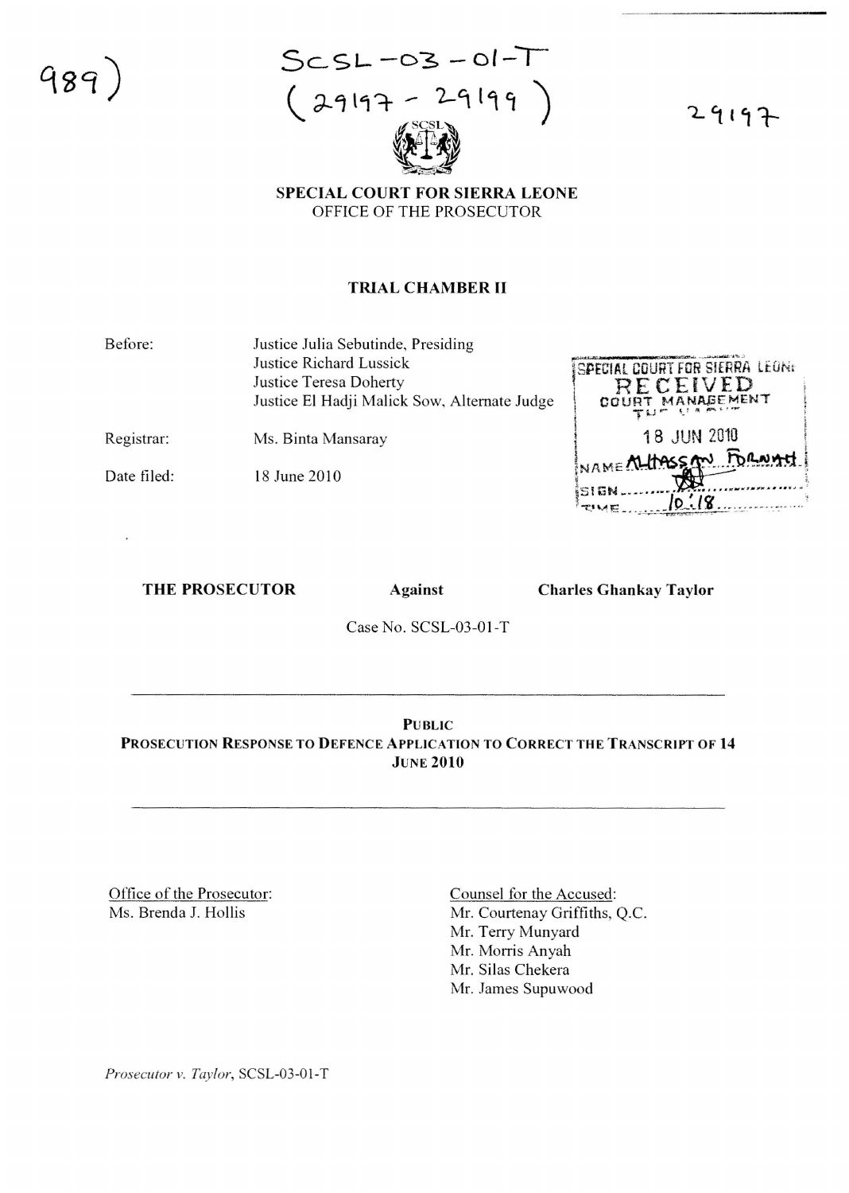989)

SCSL-03-01-T
(29197 - 29199)

29197

**SPECIAL COURT FOR SIERRA LEONE**
OFFICE OF THE PROSECUTOR

**TRIAL CHAMBER II**

| | |
|---|---|
| Before: | Justice Julia Sebutinde, Presiding<br>Justice Richard Lussick<br>Justice Teresa Doherty<br>Justice El Hadji Malick Sow, Alternate Judge |
| Registrar: | Ms. Binta Mansaray |
| Date filed: | 18 June 2010 |

SPECIAL COURT FOR SIERRA LEONE
RECEIVED
COURT MANAGEMENT
18 JUN 2010
NAME ALHASSAN FORNAH
SIGN
TIME 10:18

**THE PROSECUTOR** **Against** **Charles Ghankay Taylor**

Case No. SCSL-03-01-T

---

**PUBLIC**

**PROSECUTION RESPONSE TO DEFENCE APPLICATION TO CORRECT THE TRANSCRIPT OF 14 JUNE 2010**

---

Office of the Prosecutor:
Ms. Brenda J. Hollis

Counsel for the Accused:
Mr. Courtenay Griffiths, Q.C.
Mr. Terry Munyard
Mr. Morris Anyah
Mr. Silas Chekera
Mr. James Supuwood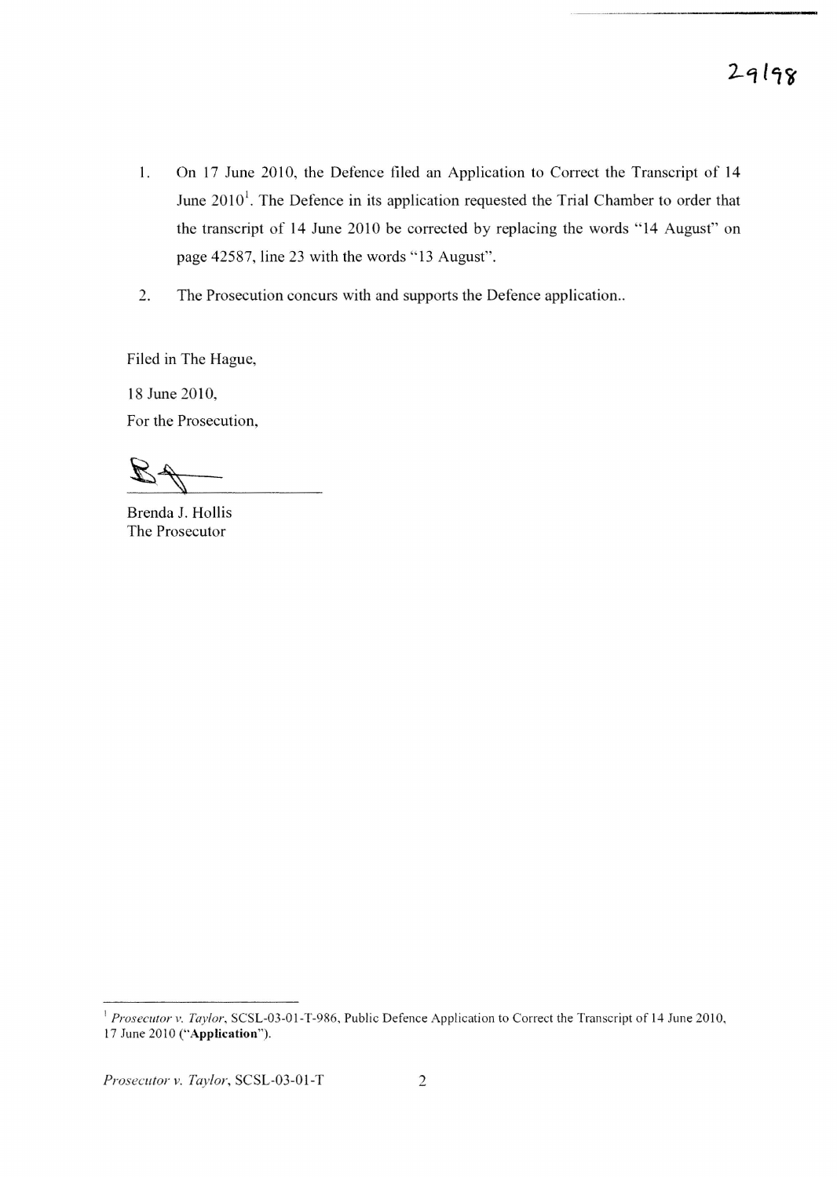1. On 17 June 2010, the Defence filed an Application to Correct the Transcript of 14 June 2010[1]. The Defence in its application requested the Trial Chamber to order that the transcript of 14 June 2010 be corrected by replacing the words "14 August" on page 42587, line 23 with the words "13 August".

2. The Prosecution concurs with and supports the Defence application..

Filed in The Hague,

18 June 2010,

For the Prosecution,

Brenda J. Hollis
The Prosecutor

---

[1] *Prosecutor v. Taylor*, SCSL-03-01-T-986, Public Defence Application to Correct the Transcript of 14 June 2010, 17 June 2010 ("**Application**").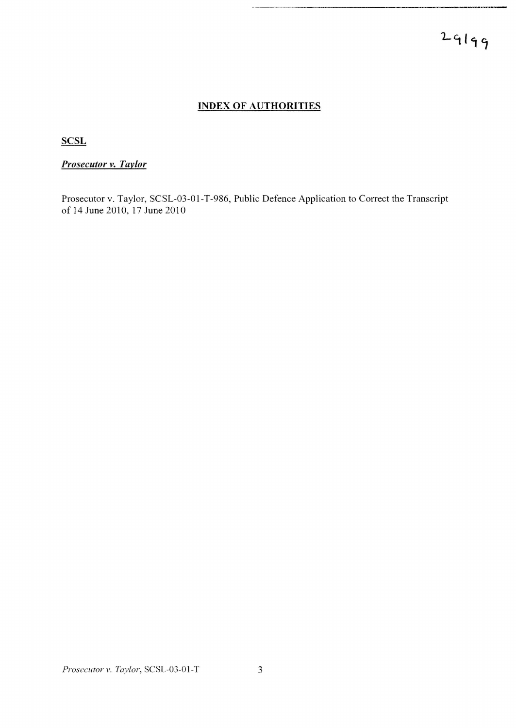## INDEX OF AUTHORITIES

**SCSL**

***Prosecutor v. Taylor***

Prosecutor v. Taylor, SCSL-03-01-T-986, Public Defence Application to Correct the Transcript of 14 June 2010, 17 June 2010